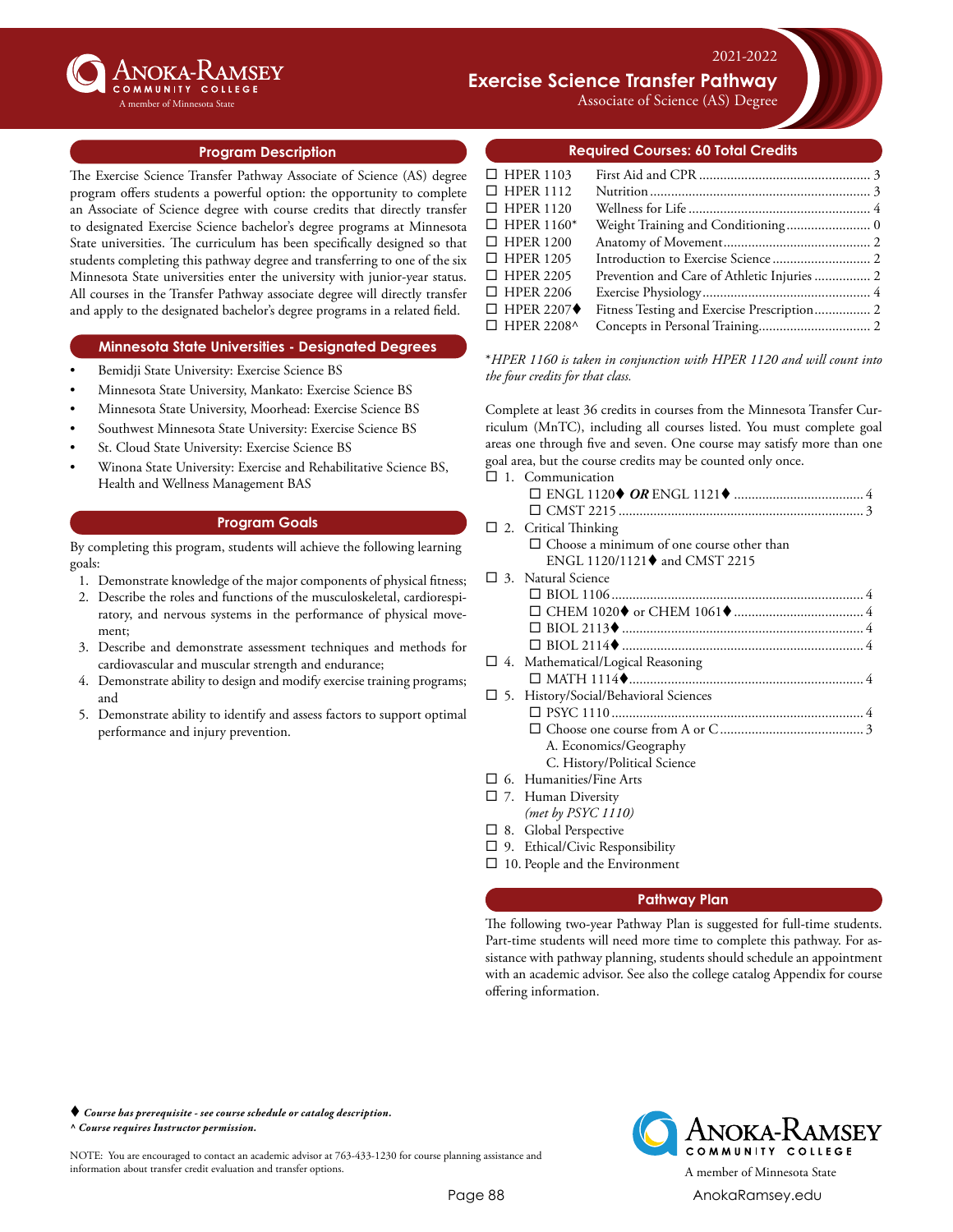Anoka-Ramsey Community College
A member of Minnesota State

2021-2022

# Exercise Science Transfer Pathway

Associate of Science (AS) Degree

## Program Description

The Exercise Science Transfer Pathway Associate of Science (AS) degree program offers students a powerful option: the opportunity to complete an Associate of Science degree with course credits that directly transfer to designated Exercise Science bachelor's degree programs at Minnesota State universities. The curriculum has been specifically designed so that students completing this pathway degree and transferring to one of the six Minnesota State universities enter the university with junior-year status. All courses in the Transfer Pathway associate degree will directly transfer and apply to the designated bachelor's degree programs in a related field.

## Minnesota State Universities - Designated Degrees

- Bemidji State University: Exercise Science BS
- Minnesota State University, Mankato: Exercise Science BS
- Minnesota State University, Moorhead: Exercise Science BS
- Southwest Minnesota State University: Exercise Science BS
- St. Cloud State University: Exercise Science BS
- Winona State University: Exercise and Rehabilitative Science BS, Health and Wellness Management BAS

## Program Goals

By completing this program, students will achieve the following learning goals:

1. Demonstrate knowledge of the major components of physical fitness;
2. Describe the roles and functions of the musculoskeletal, cardiorespiratory, and nervous systems in the performance of physical movement;
3. Describe and demonstrate assessment techniques and methods for cardiovascular and muscular strength and endurance;
4. Demonstrate ability to design and modify exercise training programs; and
5. Demonstrate ability to identify and assess factors to support optimal performance and injury prevention.

## Required Courses: 60 Total Credits

| | Course | Title | Credits |
|---|---|---|---|
| ☐ | HPER 1103 | First Aid and CPR | 3 |
| ☐ | HPER 1112 | Nutrition | 3 |
| ☐ | HPER 1120 | Wellness for Life | 4 |
| ☐ | HPER 1160* | Weight Training and Conditioning | 0 |
| ☐ | HPER 1200 | Anatomy of Movement | 2 |
| ☐ | HPER 1205 | Introduction to Exercise Science | 2 |
| ☐ | HPER 2205 | Prevention and Care of Athletic Injuries | 2 |
| ☐ | HPER 2206 | Exercise Physiology | 4 |
| ☐ | HPER 2207♦ | Fitness Testing and Exercise Prescription | 2 |
| ☐ | HPER 2208^ | Concepts in Personal Training | 2 |

*\*HPER 1160 is taken in conjunction with HPER 1120 and will count into the four credits for that class.*

Complete at least 36 credits in courses from the Minnesota Transfer Curriculum (MnTC), including all courses listed. You must complete goal areas one through five and seven. One course may satisfy more than one goal area, but the course credits may be counted only once.

- ☐ 1. Communication
  - ☐ ENGL 1120♦ ***OR*** ENGL 1121♦ .......... 4
  - ☐ CMST 2215 .......... 3
- ☐ 2. Critical Thinking
  - ☐ Choose a minimum of one course other than ENGL 1120/1121♦ and CMST 2215
- ☐ 3. Natural Science
  - ☐ BIOL 1106 .......... 4
  - ☐ CHEM 1020♦ or CHEM 1061♦ .......... 4
  - ☐ BIOL 2113♦ .......... 4
  - ☐ BIOL 2114♦ .......... 4
- ☐ 4. Mathematical/Logical Reasoning
  - ☐ MATH 1114♦ .......... 4
- ☐ 5. History/Social/Behavioral Sciences
  - ☐ PSYC 1110 .......... 4
  - ☐ Choose one course from A or C .......... 3
    - A. Economics/Geography
    - C. History/Political Science
- ☐ 6. Humanities/Fine Arts
- ☐ 7. Human Diversity
  *(met by PSYC 1110)*
- ☐ 8. Global Perspective
- ☐ 9. Ethical/Civic Responsibility
- ☐ 10. People and the Environment

## Pathway Plan

The following two-year Pathway Plan is suggested for full-time students. Part-time students will need more time to complete this pathway. For assistance with pathway planning, students should schedule an appointment with an academic advisor. See also the college catalog Appendix for course offering information.

♦ ***Course has prerequisite - see course schedule or catalog description.***
^ ***Course requires Instructor permission.***

NOTE: You are encouraged to contact an academic advisor at 763-433-1230 for course planning assistance and information about transfer credit evaluation and transfer options.

Anoka-Ramsey Community College
A member of Minnesota State
AnokaRamsey.edu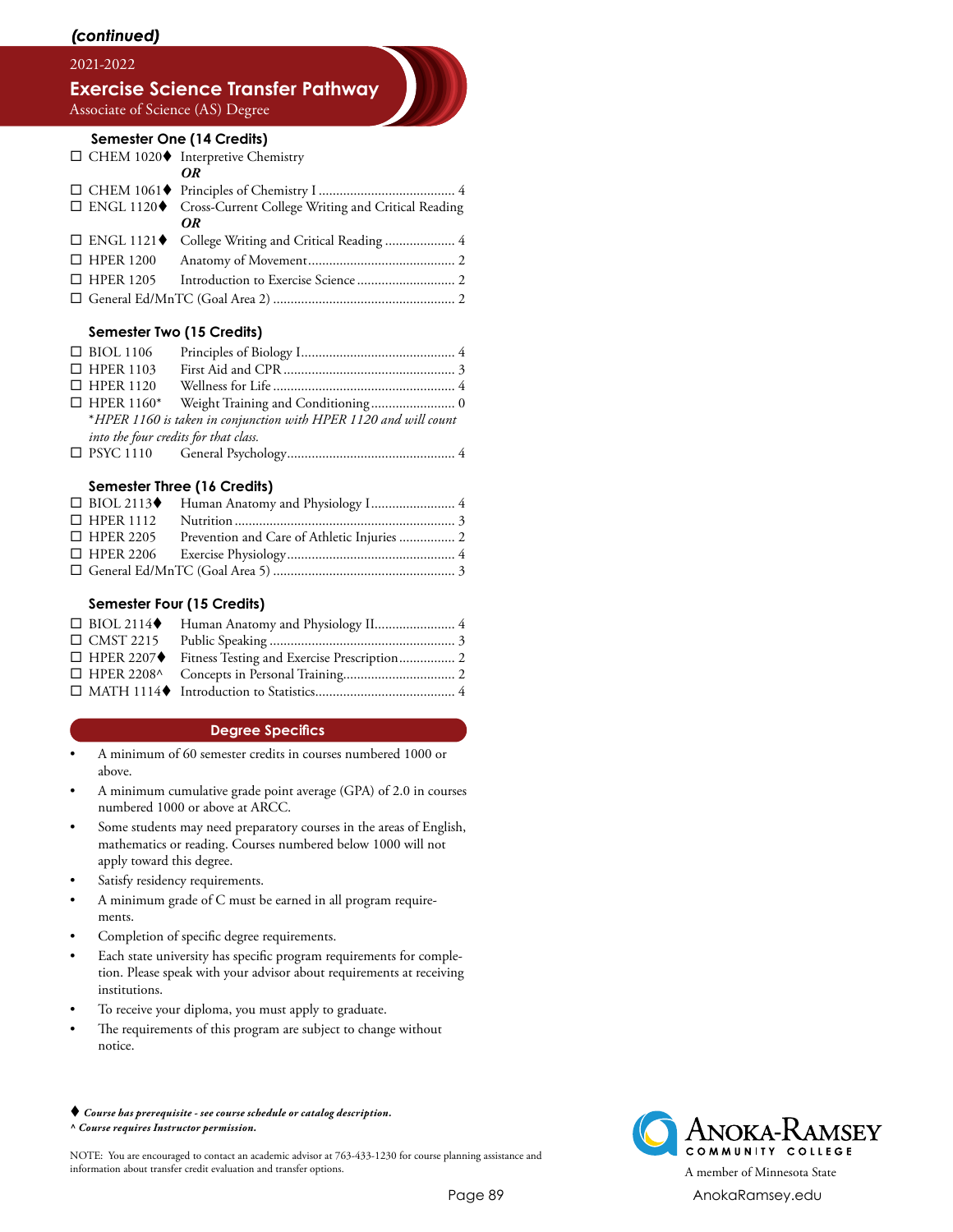*(continued)*

2021-2022

# Exercise Science Transfer Pathway

Associate of Science (AS) Degree

### Semester One (14 Credits)

- ☐ CHEM 1020♦ Interpretive Chemistry
  ***OR***
- ☐ CHEM 1061♦ Principles of Chemistry I ....................................... 4
- ☐ ENGL 1120♦ Cross-Current College Writing and Critical Reading
  ***OR***
- ☐ ENGL 1121♦ College Writing and Critical Reading .................... 4
- ☐ HPER 1200 Anatomy of Movement.......................................... 2
- ☐ HPER 1205 Introduction to Exercise Science ............................ 2
- ☐ General Ed/MnTC (Goal Area 2) .................................................... 2

### Semester Two (15 Credits)

- ☐ BIOL 1106 Principles of Biology I............................................ 4
- ☐ HPER 1103 First Aid and CPR ................................................. 3
- ☐ HPER 1120 Wellness for Life .................................................... 4
- ☐ HPER 1160* Weight Training and Conditioning........................ 0

*\*HPER 1160 is taken in conjunction with HPER 1120 and will count into the four credits for that class.*

- ☐ PSYC 1110 General Psychology................................................ 4

### Semester Three (16 Credits)

- ☐ BIOL 2113♦ Human Anatomy and Physiology I........................ 4
- ☐ HPER 1112 Nutrition ............................................................... 3
- ☐ HPER 2205 Prevention and Care of Athletic Injuries ................ 2
- ☐ HPER 2206 Exercise Physiology................................................ 4
- ☐ General Ed/MnTC (Goal Area 5) .................................................... 3

### Semester Four (15 Credits)

- ☐ BIOL 2114♦ Human Anatomy and Physiology II....................... 4
- ☐ CMST 2215 Public Speaking ..................................................... 3
- ☐ HPER 2207♦ Fitness Testing and Exercise Prescription................ 2
- ☐ HPER 2208^ Concepts in Personal Training................................ 2
- ☐ MATH 1114♦ Introduction to Statistics........................................ 4

## Degree Specifics

- A minimum of 60 semester credits in courses numbered 1000 or above.
- A minimum cumulative grade point average (GPA) of 2.0 in courses numbered 1000 or above at ARCC.
- Some students may need preparatory courses in the areas of English, mathematics or reading. Courses numbered below 1000 will not apply toward this degree.
- Satisfy residency requirements.
- A minimum grade of C must be earned in all program requirements.
- Completion of specific degree requirements.
- Each state university has specific program requirements for completion. Please speak with your advisor about requirements at receiving institutions.
- To receive your diploma, you must apply to graduate.
- The requirements of this program are subject to change without notice.

♦ ***Course has prerequisite - see course schedule or catalog description.***
^ ***Course requires Instructor permission.***

NOTE: You are encouraged to contact an academic advisor at 763-433-1230 for course planning assistance and information about transfer credit evaluation and transfer options.

Anoka-Ramsey Community College
A member of Minnesota State
AnokaRamsey.edu